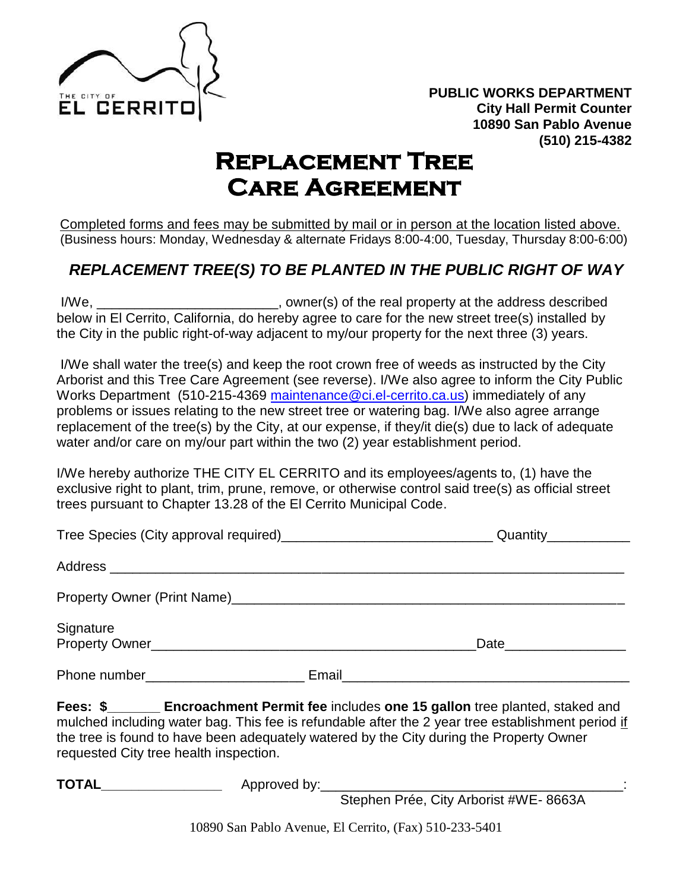THE CITY OF EL CERRITO

**PUBLIC WORKS DEPARTMENT**
**City Hall Permit Counter**
**10890 San Pablo Avenue**
**(510) 215-4382**

# Replacement Tree Care Agreement

Completed forms and fees may be submitted by mail or in person at the location listed above.
(Business hours: Monday, Wednesday & alternate Fridays 8:00-4:00, Tuesday, Thursday 8:00-6:00)

## *REPLACEMENT TREE(S) TO BE PLANTED IN THE PUBLIC RIGHT OF WAY*

I/We, ________________________, owner(s) of the real property at the address described below in El Cerrito, California, do hereby agree to care for the new street tree(s) installed by the City in the public right-of-way adjacent to my/our property for the next three (3) years.

I/We shall water the tree(s) and keep the root crown free of weeds as instructed by the City Arborist and this Tree Care Agreement (see reverse). I/We also agree to inform the City Public Works Department (510-215-4369 maintenance@ci.el-cerrito.ca.us) immediately of any problems or issues relating to the new street tree or watering bag. I/We also agree arrange replacement of the tree(s) by the City, at our expense, if they/it die(s) due to lack of adequate water and/or care on my/our part within the two (2) year establishment period.

I/We hereby authorize THE CITY EL CERRITO and its employees/agents to, (1) have the exclusive right to plant, trim, prune, remove, or otherwise control said tree(s) as official street trees pursuant to Chapter 13.28 of the El Cerrito Municipal Code.

Tree Species (City approval required)____________________________ Quantity___________

Address ______________________________________________________________________

Property Owner (Print Name)_____________________________________________________

Signature
Property Owner____________________________________________ Date________________

Phone number_____________________ Email______________________________________

**Fees: $_______ Encroachment Permit fee** includes **one 15 gallon** tree planted, staked and mulched including water bag. This fee is refundable after the 2 year tree establishment period if the tree is found to have been adequately watered by the City during the Property Owner requested City tree health inspection.

**TOTAL________________** Approved by:________________________________________:
Stephen Prée, City Arborist #WE- 8663A

10890 San Pablo Avenue, El Cerrito, (Fax) 510-233-5401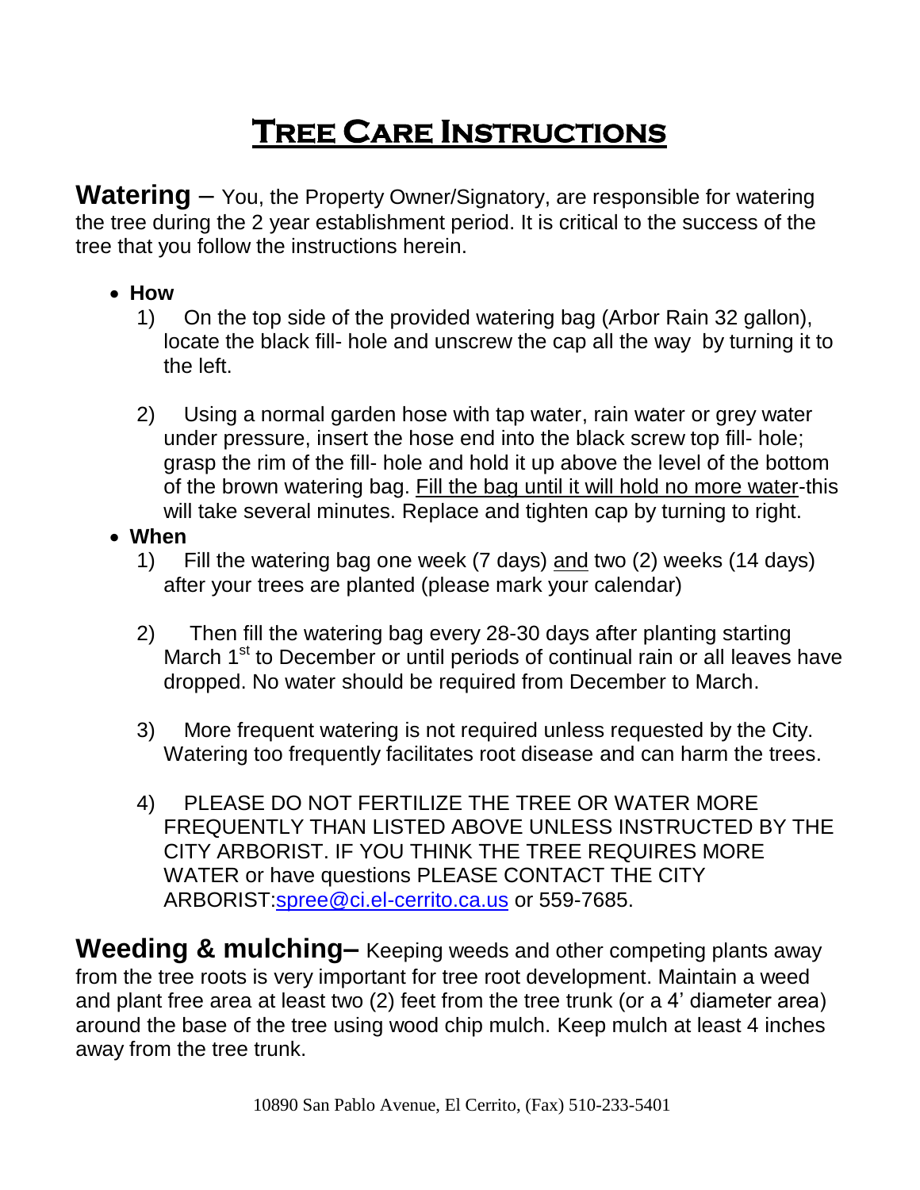# Tree Care Instructions

**Watering** – You, the Property Owner/Signatory, are responsible for watering the tree during the 2 year establishment period. It is critical to the success of the tree that you follow the instructions herein.

- **How**
  1) On the top side of the provided watering bag (Arbor Rain 32 gallon), locate the black fill- hole and unscrew the cap all the way by turning it to the left.
  2) Using a normal garden hose with tap water, rain water or grey water under pressure, insert the hose end into the black screw top fill- hole; grasp the rim of the fill- hole and hold it up above the level of the bottom of the brown watering bag. Fill the bag until it will hold no more water-this will take several minutes. Replace and tighten cap by turning to right.
- **When**
  1) Fill the watering bag one week (7 days) and two (2) weeks (14 days) after your trees are planted (please mark your calendar)
  2) Then fill the watering bag every 28-30 days after planting starting March 1st to December or until periods of continual rain or all leaves have dropped. No water should be required from December to March.
  3) More frequent watering is not required unless requested by the City. Watering too frequently facilitates root disease and can harm the trees.
  4) PLEASE DO NOT FERTILIZE THE TREE OR WATER MORE FREQUENTLY THAN LISTED ABOVE UNLESS INSTRUCTED BY THE CITY ARBORIST. IF YOU THINK THE TREE REQUIRES MORE WATER or have questions PLEASE CONTACT THE CITY ARBORIST:spree@ci.el-cerrito.ca.us or 559-7685.

**Weeding & mulching–** Keeping weeds and other competing plants away from the tree roots is very important for tree root development. Maintain a weed and plant free area at least two (2) feet from the tree trunk (or a 4' diameter area) around the base of the tree using wood chip mulch. Keep mulch at least 4 inches away from the tree trunk.

10890 San Pablo Avenue, El Cerrito, (Fax) 510-233-5401